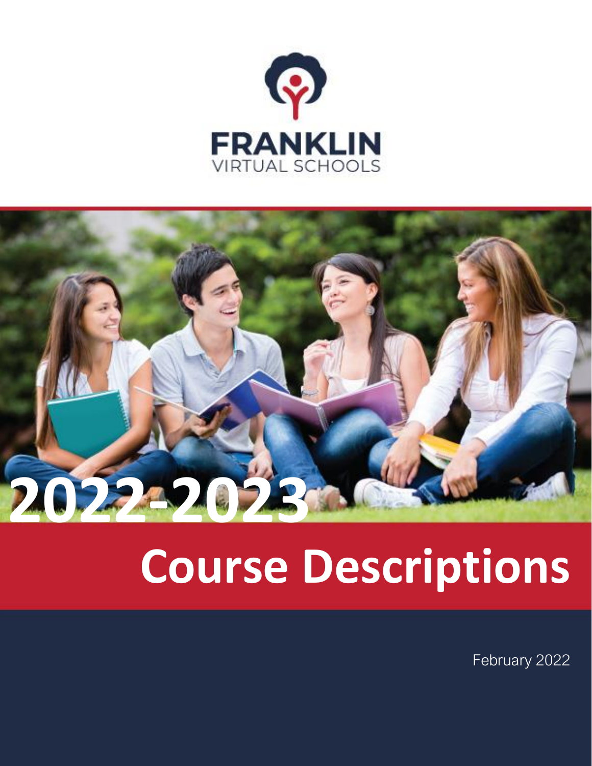FRANKLIN
VIRTUAL SCHOOLS

# 2022-2023

# Course Descriptions

February 2022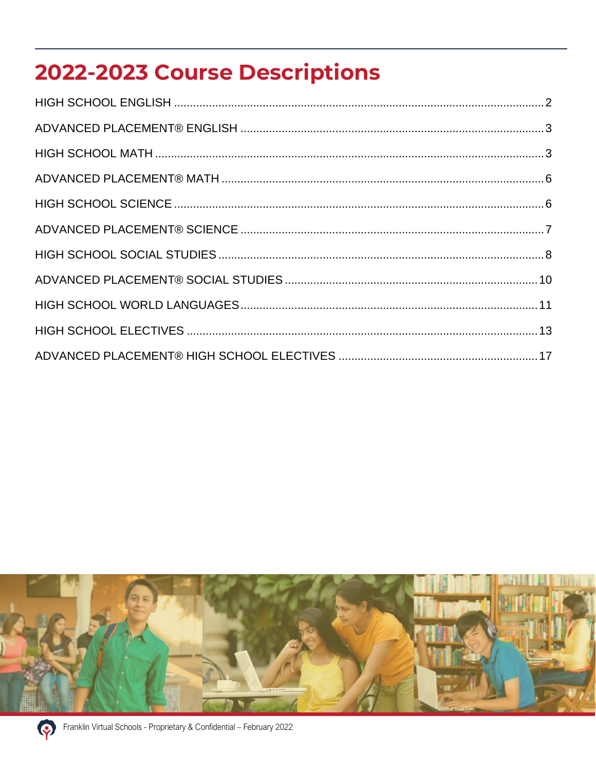# 2022-2023 Course Descriptions

HIGH SCHOOL ENGLISH ........ 2

ADVANCED PLACEMENT® ENGLISH ........ 3

HIGH SCHOOL MATH ........ 3

ADVANCED PLACEMENT® MATH ........ 6

HIGH SCHOOL SCIENCE ........ 6

ADVANCED PLACEMENT® SCIENCE ........ 7

HIGH SCHOOL SOCIAL STUDIES ........ 8

ADVANCED PLACEMENT® SOCIAL STUDIES ........ 10

HIGH SCHOOL WORLD LANGUAGES ........ 11

HIGH SCHOOL ELECTIVES ........ 13

ADVANCED PLACEMENT® HIGH SCHOOL ELECTIVES ........ 17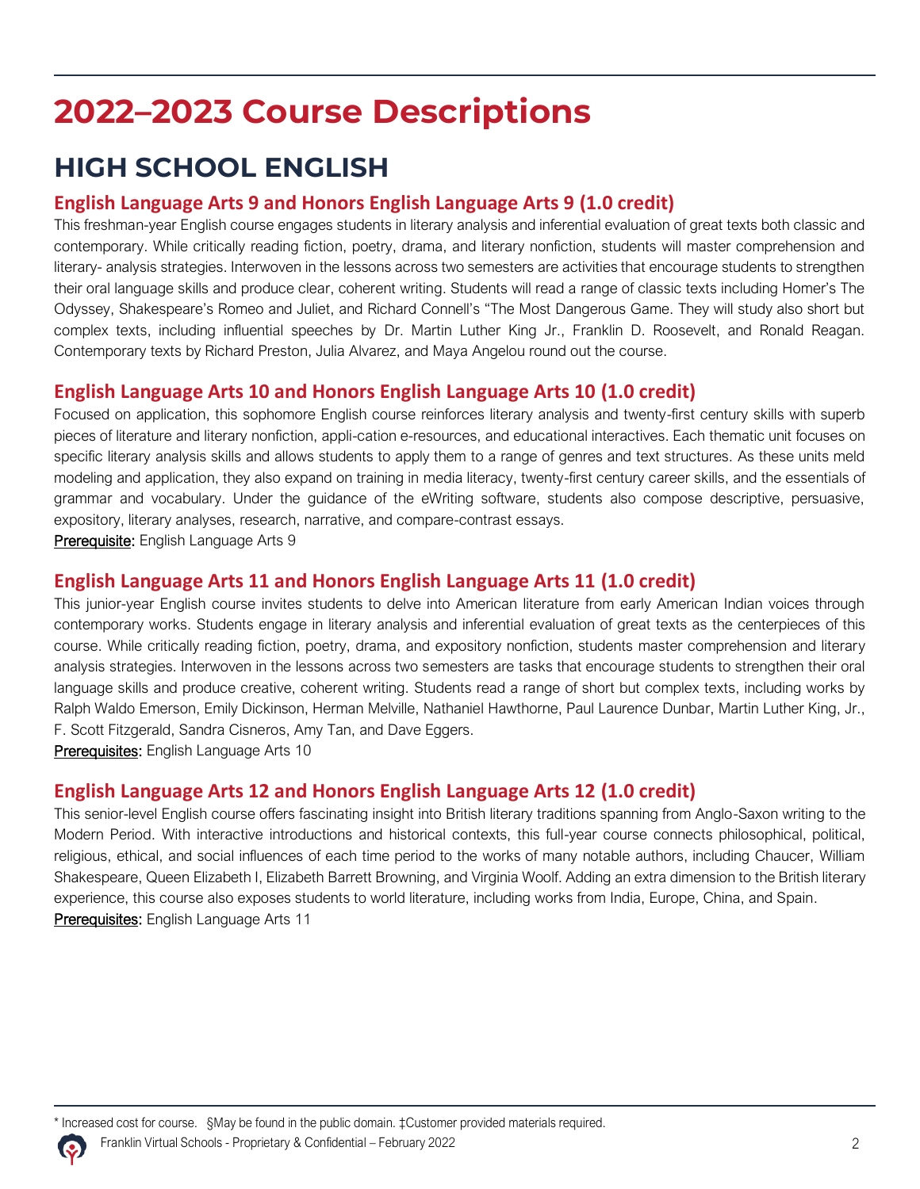# 2022–2023 Course Descriptions

## HIGH SCHOOL ENGLISH

### English Language Arts 9 and Honors English Language Arts 9 (1.0 credit)

This freshman-year English course engages students in literary analysis and inferential evaluation of great texts both classic and contemporary. While critically reading fiction, poetry, drama, and literary nonfiction, students will master comprehension and literary- analysis strategies. Interwoven in the lessons across two semesters are activities that encourage students to strengthen their oral language skills and produce clear, coherent writing. Students will read a range of classic texts including Homer's The Odyssey, Shakespeare's Romeo and Juliet, and Richard Connell's "The Most Dangerous Game. They will study also short but complex texts, including influential speeches by Dr. Martin Luther King Jr., Franklin D. Roosevelt, and Ronald Reagan. Contemporary texts by Richard Preston, Julia Alvarez, and Maya Angelou round out the course.

### English Language Arts 10 and Honors English Language Arts 10 (1.0 credit)

Focused on application, this sophomore English course reinforces literary analysis and twenty-first century skills with superb pieces of literature and literary nonfiction, appli-cation e-resources, and educational interactives. Each thematic unit focuses on specific literary analysis skills and allows students to apply them to a range of genres and text structures. As these units meld modeling and application, they also expand on training in media literacy, twenty-first century career skills, and the essentials of grammar and vocabulary. Under the guidance of the eWriting software, students also compose descriptive, persuasive, expository, literary analyses, research, narrative, and compare-contrast essays.

Prerequisite: English Language Arts 9

### English Language Arts 11 and Honors English Language Arts 11 (1.0 credit)

This junior-year English course invites students to delve into American literature from early American Indian voices through contemporary works. Students engage in literary analysis and inferential evaluation of great texts as the centerpieces of this course. While critically reading fiction, poetry, drama, and expository nonfiction, students master comprehension and literary analysis strategies. Interwoven in the lessons across two semesters are tasks that encourage students to strengthen their oral language skills and produce creative, coherent writing. Students read a range of short but complex texts, including works by Ralph Waldo Emerson, Emily Dickinson, Herman Melville, Nathaniel Hawthorne, Paul Laurence Dunbar, Martin Luther King, Jr., F. Scott Fitzgerald, Sandra Cisneros, Amy Tan, and Dave Eggers.

Prerequisites: English Language Arts 10

### English Language Arts 12 and Honors English Language Arts 12 (1.0 credit)

This senior-level English course offers fascinating insight into British literary traditions spanning from Anglo-Saxon writing to the Modern Period. With interactive introductions and historical contexts, this full-year course connects philosophical, political, religious, ethical, and social influences of each time period to the works of many notable authors, including Chaucer, William Shakespeare, Queen Elizabeth I, Elizabeth Barrett Browning, and Virginia Woolf. Adding an extra dimension to the British literary experience, this course also exposes students to world literature, including works from India, Europe, China, and Spain.

Prerequisites: English Language Arts 11

---

\* Increased cost for course. §May be found in the public domain. ‡Customer provided materials required.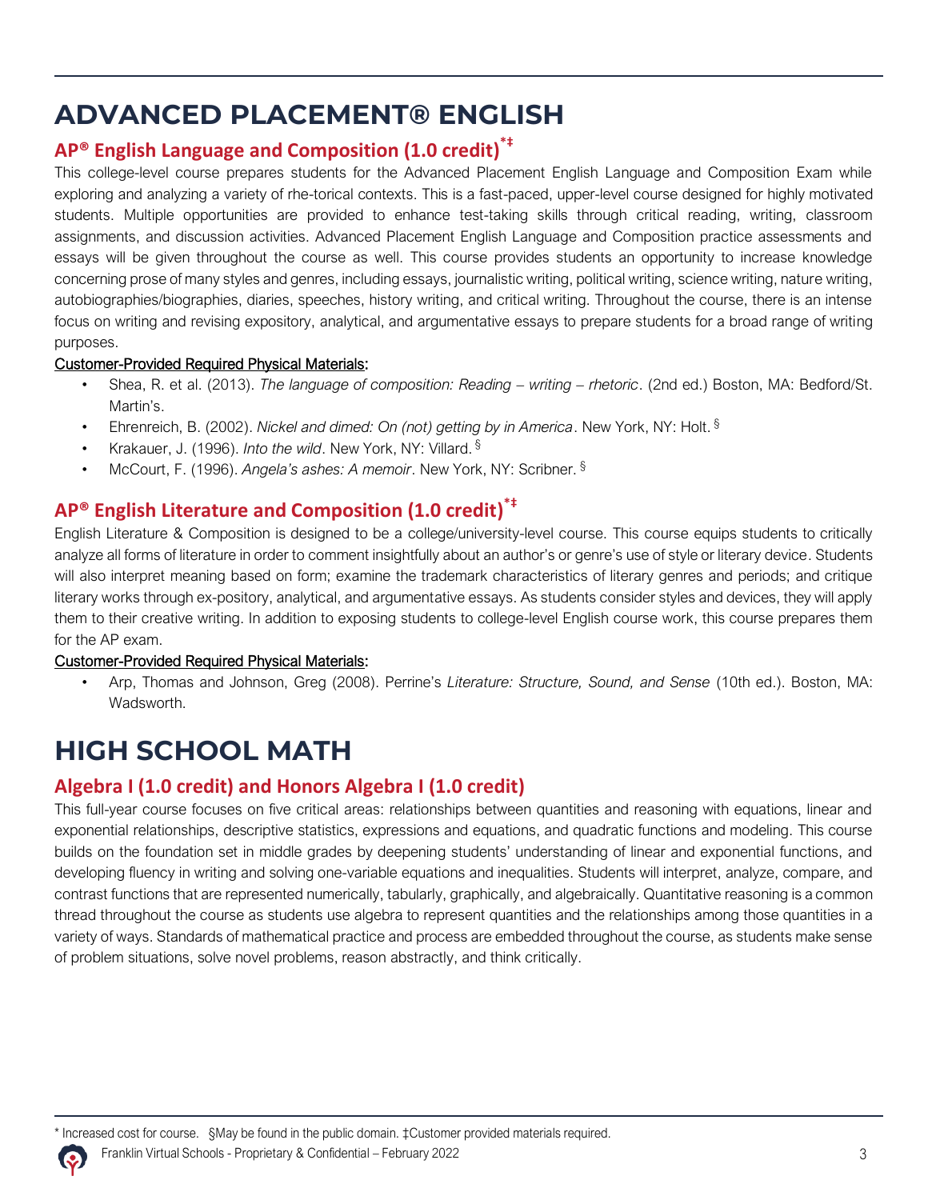# ADVANCED PLACEMENT® ENGLISH

## AP® English Language and Composition (1.0 credit)*‡

This college-level course prepares students for the Advanced Placement English Language and Composition Exam while exploring and analyzing a variety of rhe-torical contexts. This is a fast-paced, upper-level course designed for highly motivated students. Multiple opportunities are provided to enhance test-taking skills through critical reading, writing, classroom assignments, and discussion activities. Advanced Placement English Language and Composition practice assessments and essays will be given throughout the course as well. This course provides students an opportunity to increase knowledge concerning prose of many styles and genres, including essays, journalistic writing, political writing, science writing, nature writing, autobiographies/biographies, diaries, speeches, history writing, and critical writing. Throughout the course, there is an intense focus on writing and revising expository, analytical, and argumentative essays to prepare students for a broad range of writing purposes.

Customer-Provided Required Physical Materials:

- Shea, R. et al. (2013). *The language of composition: Reading – writing – rhetoric*. (2nd ed.) Boston, MA: Bedford/St. Martin's.
- Ehrenreich, B. (2002). *Nickel and dimed: On (not) getting by in America*. New York, NY: Holt. §
- Krakauer, J. (1996). *Into the wild*. New York, NY: Villard. §
- McCourt, F. (1996). *Angela's ashes: A memoir*. New York, NY: Scribner. §

## AP® English Literature and Composition (1.0 credit)*‡

English Literature & Composition is designed to be a college/university-level course. This course equips students to critically analyze all forms of literature in order to comment insightfully about an author's or genre's use of style or literary device. Students will also interpret meaning based on form; examine the trademark characteristics of literary genres and periods; and critique literary works through ex-pository, analytical, and argumentative essays. As students consider styles and devices, they will apply them to their creative writing. In addition to exposing students to college-level English course work, this course prepares them for the AP exam.

Customer-Provided Required Physical Materials:

- Arp, Thomas and Johnson, Greg (2008). Perrine's *Literature: Structure, Sound, and Sense* (10th ed.). Boston, MA: Wadsworth.

# HIGH SCHOOL MATH

## Algebra I (1.0 credit) and Honors Algebra I (1.0 credit)

This full-year course focuses on five critical areas: relationships between quantities and reasoning with equations, linear and exponential relationships, descriptive statistics, expressions and equations, and quadratic functions and modeling. This course builds on the foundation set in middle grades by deepening students' understanding of linear and exponential functions, and developing fluency in writing and solving one-variable equations and inequalities. Students will interpret, analyze, compare, and contrast functions that are represented numerically, tabularly, graphically, and algebraically. Quantitative reasoning is a common thread throughout the course as students use algebra to represent quantities and the relationships among those quantities in a variety of ways. Standards of mathematical practice and process are embedded throughout the course, as students make sense of problem situations, solve novel problems, reason abstractly, and think critically.

\* Increased cost for course. §May be found in the public domain. ‡Customer provided materials required.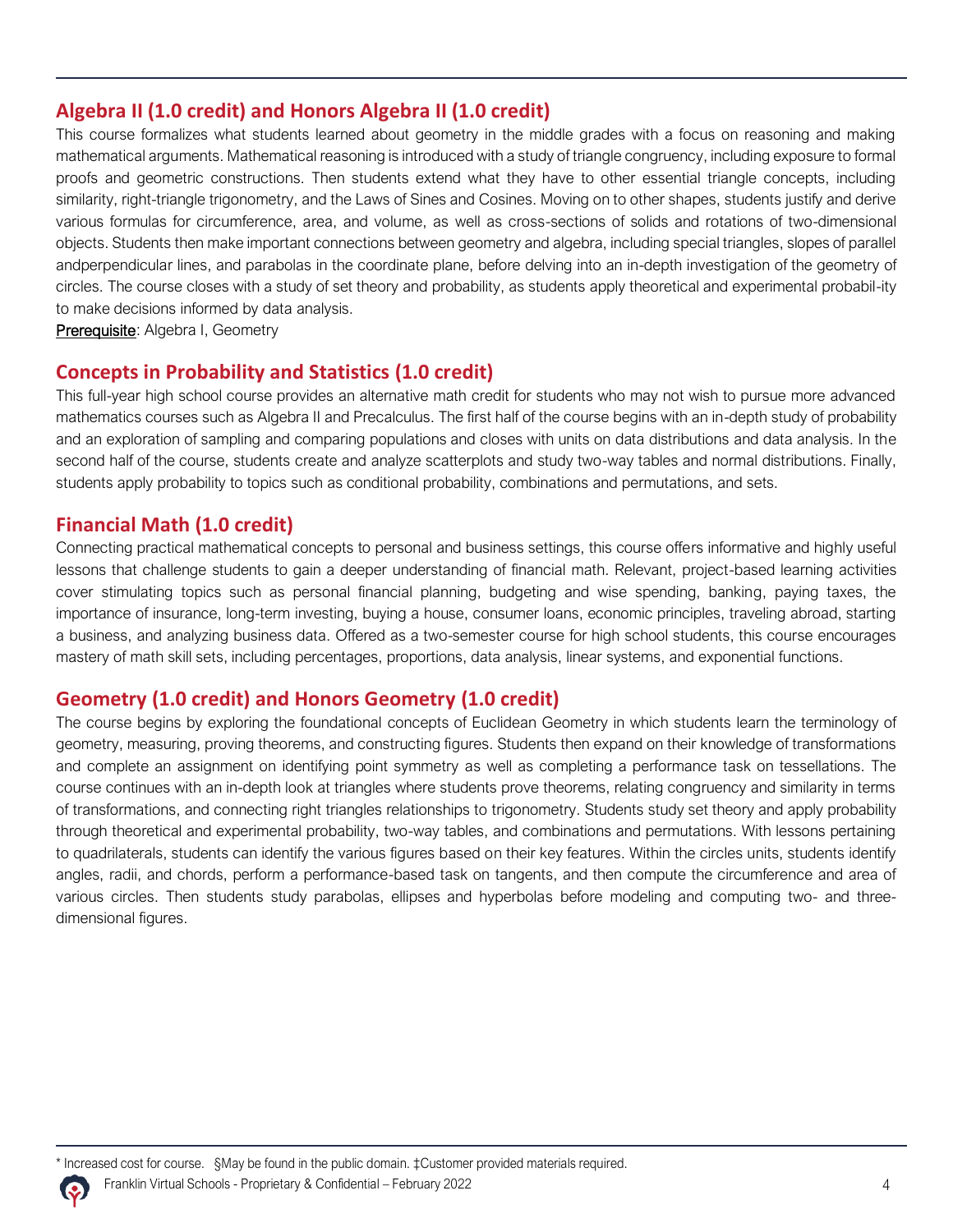## Algebra II (1.0 credit) and Honors Algebra II (1.0 credit)

This course formalizes what students learned about geometry in the middle grades with a focus on reasoning and making mathematical arguments. Mathematical reasoning is introduced with a study of triangle congruency, including exposure to formal proofs and geometric constructions. Then students extend what they have to other essential triangle concepts, including similarity, right-triangle trigonometry, and the Laws of Sines and Cosines. Moving on to other shapes, students justify and derive various formulas for circumference, area, and volume, as well as cross-sections of solids and rotations of two-dimensional objects. Students then make important connections between geometry and algebra, including special triangles, slopes of parallel andperpendicular lines, and parabolas in the coordinate plane, before delving into an in-depth investigation of the geometry of circles. The course closes with a study of set theory and probability, as students apply theoretical and experimental probabil-ity to make decisions informed by data analysis.

Prerequisite: Algebra I, Geometry

## Concepts in Probability and Statistics (1.0 credit)

This full-year high school course provides an alternative math credit for students who may not wish to pursue more advanced mathematics courses such as Algebra II and Precalculus. The first half of the course begins with an in-depth study of probability and an exploration of sampling and comparing populations and closes with units on data distributions and data analysis. In the second half of the course, students create and analyze scatterplots and study two-way tables and normal distributions. Finally, students apply probability to topics such as conditional probability, combinations and permutations, and sets.

## Financial Math (1.0 credit)

Connecting practical mathematical concepts to personal and business settings, this course offers informative and highly useful lessons that challenge students to gain a deeper understanding of financial math. Relevant, project-based learning activities cover stimulating topics such as personal financial planning, budgeting and wise spending, banking, paying taxes, the importance of insurance, long-term investing, buying a house, consumer loans, economic principles, traveling abroad, starting a business, and analyzing business data. Offered as a two-semester course for high school students, this course encourages mastery of math skill sets, including percentages, proportions, data analysis, linear systems, and exponential functions.

## Geometry (1.0 credit) and Honors Geometry (1.0 credit)

The course begins by exploring the foundational concepts of Euclidean Geometry in which students learn the terminology of geometry, measuring, proving theorems, and constructing figures. Students then expand on their knowledge of transformations and complete an assignment on identifying point symmetry as well as completing a performance task on tessellations. The course continues with an in-depth look at triangles where students prove theorems, relating congruency and similarity in terms of transformations, and connecting right triangles relationships to trigonometry. Students study set theory and apply probability through theoretical and experimental probability, two-way tables, and combinations and permutations. With lessons pertaining to quadrilaterals, students can identify the various figures based on their key features. Within the circles units, students identify angles, radii, and chords, perform a performance-based task on tangents, and then compute the circumference and area of various circles. Then students study parabolas, ellipses and hyperbolas before modeling and computing two- and three-dimensional figures.

* Increased cost for course. §May be found in the public domain. ‡Customer provided materials required.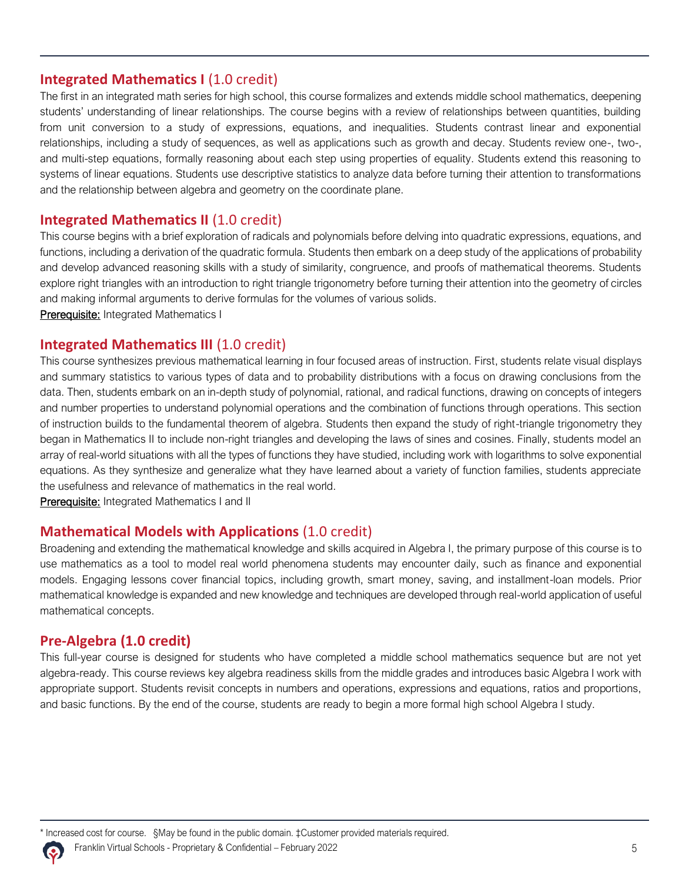## **Integrated Mathematics I** (1.0 credit)

The first in an integrated math series for high school, this course formalizes and extends middle school mathematics, deepening students' understanding of linear relationships. The course begins with a review of relationships between quantities, building from unit conversion to a study of expressions, equations, and inequalities. Students contrast linear and exponential relationships, including a study of sequences, as well as applications such as growth and decay. Students review one-, two-, and multi-step equations, formally reasoning about each step using properties of equality. Students extend this reasoning to systems of linear equations. Students use descriptive statistics to analyze data before turning their attention to transformations and the relationship between algebra and geometry on the coordinate plane.

## **Integrated Mathematics II** (1.0 credit)

This course begins with a brief exploration of radicals and polynomials before delving into quadratic expressions, equations, and functions, including a derivation of the quadratic formula. Students then embark on a deep study of the applications of probability and develop advanced reasoning skills with a study of similarity, congruence, and proofs of mathematical theorems. Students explore right triangles with an introduction to right triangle trigonometry before turning their attention into the geometry of circles and making informal arguments to derive formulas for the volumes of various solids.

Prerequisite: Integrated Mathematics I

## **Integrated Mathematics III** (1.0 credit)

This course synthesizes previous mathematical learning in four focused areas of instruction. First, students relate visual displays and summary statistics to various types of data and to probability distributions with a focus on drawing conclusions from the data. Then, students embark on an in-depth study of polynomial, rational, and radical functions, drawing on concepts of integers and number properties to understand polynomial operations and the combination of functions through operations. This section of instruction builds to the fundamental theorem of algebra. Students then expand the study of right-triangle trigonometry they began in Mathematics II to include non-right triangles and developing the laws of sines and cosines. Finally, students model an array of real-world situations with all the types of functions they have studied, including work with logarithms to solve exponential equations. As they synthesize and generalize what they have learned about a variety of function families, students appreciate the usefulness and relevance of mathematics in the real world.

Prerequisite: Integrated Mathematics I and II

## **Mathematical Models with Applications** (1.0 credit)

Broadening and extending the mathematical knowledge and skills acquired in Algebra I, the primary purpose of this course is to use mathematics as a tool to model real world phenomena students may encounter daily, such as finance and exponential models. Engaging lessons cover financial topics, including growth, smart money, saving, and installment-loan models. Prior mathematical knowledge is expanded and new knowledge and techniques are developed through real-world application of useful mathematical concepts.

## **Pre-Algebra (1.0 credit)**

This full-year course is designed for students who have completed a middle school mathematics sequence but are not yet algebra-ready. This course reviews key algebra readiness skills from the middle grades and introduces basic Algebra I work with appropriate support. Students revisit concepts in numbers and operations, expressions and equations, ratios and proportions, and basic functions. By the end of the course, students are ready to begin a more formal high school Algebra I study.

* Increased cost for course. §May be found in the public domain. ‡Customer provided materials required.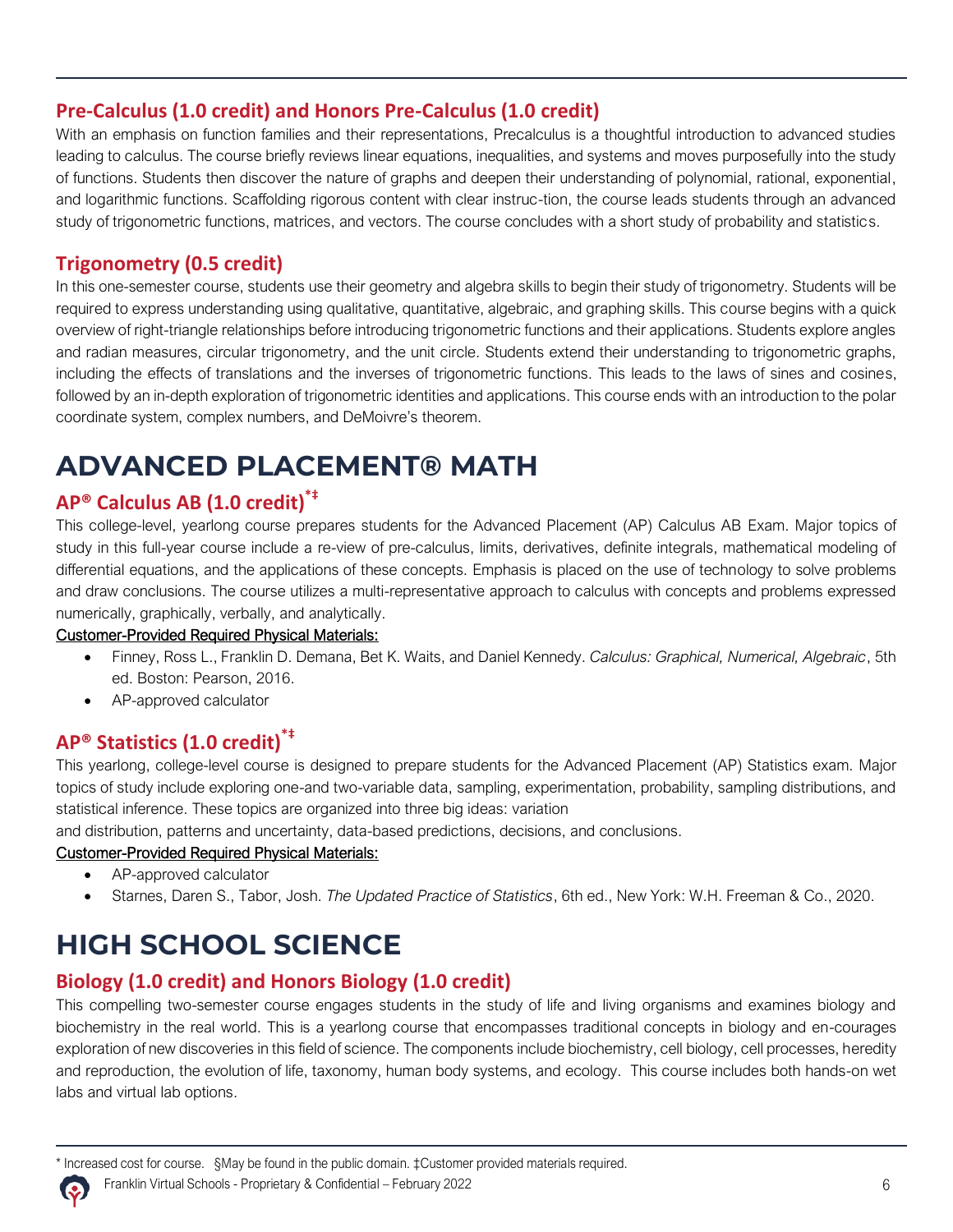### Pre-Calculus (1.0 credit) and Honors Pre-Calculus (1.0 credit)

With an emphasis on function families and their representations, Precalculus is a thoughtful introduction to advanced studies leading to calculus. The course briefly reviews linear equations, inequalities, and systems and moves purposefully into the study of functions. Students then discover the nature of graphs and deepen their understanding of polynomial, rational, exponential, and logarithmic functions. Scaffolding rigorous content with clear instruc-tion, the course leads students through an advanced study of trigonometric functions, matrices, and vectors. The course concludes with a short study of probability and statistics.

### Trigonometry (0.5 credit)

In this one-semester course, students use their geometry and algebra skills to begin their study of trigonometry. Students will be required to express understanding using qualitative, quantitative, algebraic, and graphing skills. This course begins with a quick overview of right-triangle relationships before introducing trigonometric functions and their applications. Students explore angles and radian measures, circular trigonometry, and the unit circle. Students extend their understanding to trigonometric graphs, including the effects of translations and the inverses of trigonometric functions. This leads to the laws of sines and cosines, followed by an in-depth exploration of trigonometric identities and applications. This course ends with an introduction to the polar coordinate system, complex numbers, and DeMoivre's theorem.

## ADVANCED PLACEMENT® MATH

### AP® Calculus AB (1.0 credit)*‡

This college-level, yearlong course prepares students for the Advanced Placement (AP) Calculus AB Exam. Major topics of study in this full-year course include a re-view of pre-calculus, limits, derivatives, definite integrals, mathematical modeling of differential equations, and the applications of these concepts. Emphasis is placed on the use of technology to solve problems and draw conclusions. The course utilizes a multi-representative approach to calculus with concepts and problems expressed numerically, graphically, verbally, and analytically.

Customer-Provided Required Physical Materials:

- Finney, Ross L., Franklin D. Demana, Bet K. Waits, and Daniel Kennedy. *Calculus: Graphical, Numerical, Algebraic*, 5th ed. Boston: Pearson, 2016.
- AP-approved calculator

### AP® Statistics (1.0 credit)*‡

This yearlong, college-level course is designed to prepare students for the Advanced Placement (AP) Statistics exam. Major topics of study include exploring one-and two-variable data, sampling, experimentation, probability, sampling distributions, and statistical inference. These topics are organized into three big ideas: variation and distribution, patterns and uncertainty, data-based predictions, decisions, and conclusions.

Customer-Provided Required Physical Materials:

- AP-approved calculator
- Starnes, Daren S., Tabor, Josh. *The Updated Practice of Statistics*, 6th ed., New York: W.H. Freeman & Co., 2020.

## HIGH SCHOOL SCIENCE

### Biology (1.0 credit) and Honors Biology (1.0 credit)

This compelling two-semester course engages students in the study of life and living organisms and examines biology and biochemistry in the real world. This is a yearlong course that encompasses traditional concepts in biology and en-courages exploration of new discoveries in this field of science. The components include biochemistry, cell biology, cell processes, heredity and reproduction, the evolution of life, taxonomy, human body systems, and ecology. This course includes both hands-on wet labs and virtual lab options.

\* Increased cost for course. §May be found in the public domain. ‡Customer provided materials required.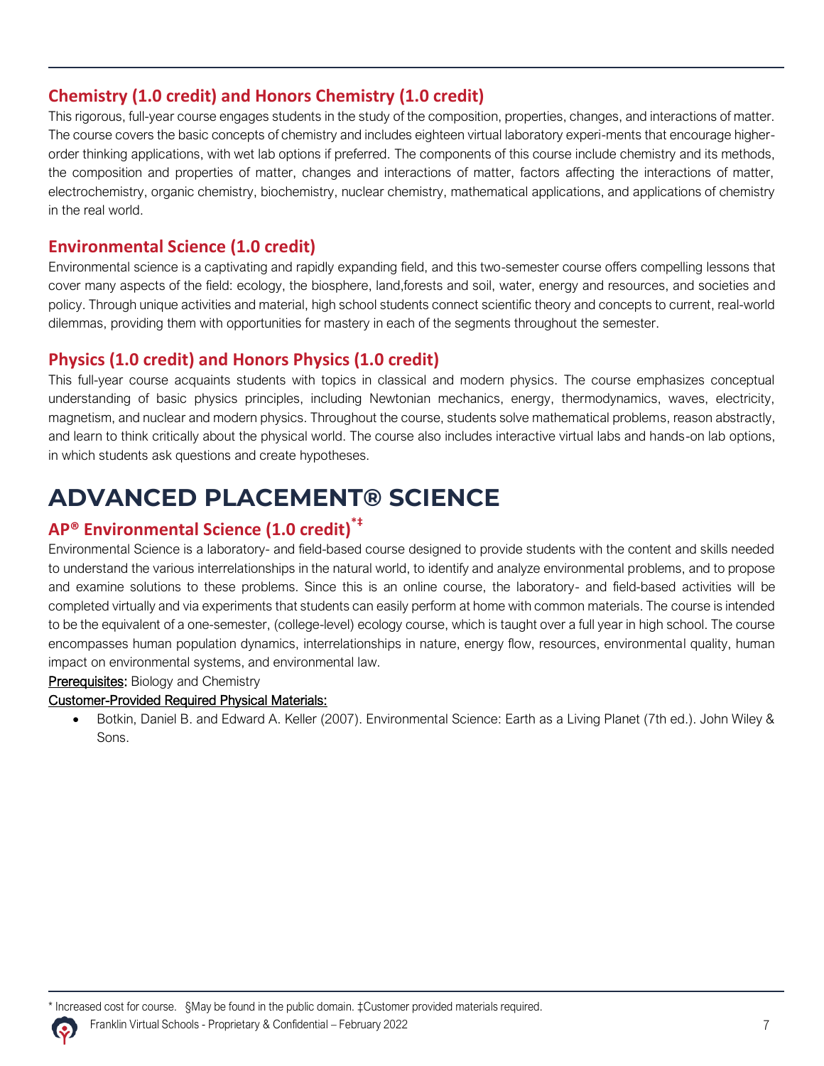### Chemistry (1.0 credit) and Honors Chemistry (1.0 credit)

This rigorous, full-year course engages students in the study of the composition, properties, changes, and interactions of matter. The course covers the basic concepts of chemistry and includes eighteen virtual laboratory experi-ments that encourage higher-order thinking applications, with wet lab options if preferred. The components of this course include chemistry and its methods, the composition and properties of matter, changes and interactions of matter, factors affecting the interactions of matter, electrochemistry, organic chemistry, biochemistry, nuclear chemistry, mathematical applications, and applications of chemistry in the real world.

### Environmental Science (1.0 credit)

Environmental science is a captivating and rapidly expanding field, and this two-semester course offers compelling lessons that cover many aspects of the field: ecology, the biosphere, land,forests and soil, water, energy and resources, and societies and policy. Through unique activities and material, high school students connect scientific theory and concepts to current, real-world dilemmas, providing them with opportunities for mastery in each of the segments throughout the semester.

### Physics (1.0 credit) and Honors Physics (1.0 credit)

This full-year course acquaints students with topics in classical and modern physics. The course emphasizes conceptual understanding of basic physics principles, including Newtonian mechanics, energy, thermodynamics, waves, electricity, magnetism, and nuclear and modern physics. Throughout the course, students solve mathematical problems, reason abstractly, and learn to think critically about the physical world. The course also includes interactive virtual labs and hands-on lab options, in which students ask questions and create hypotheses.

## ADVANCED PLACEMENT® SCIENCE

### AP® Environmental Science (1.0 credit)*‡

Environmental Science is a laboratory- and field-based course designed to provide students with the content and skills needed to understand the various interrelationships in the natural world, to identify and analyze environmental problems, and to propose and examine solutions to these problems. Since this is an online course, the laboratory- and field-based activities will be completed virtually and via experiments that students can easily perform at home with common materials. The course is intended to be the equivalent of a one-semester, (college-level) ecology course, which is taught over a full year in high school. The course encompasses human population dynamics, interrelationships in nature, energy flow, resources, environmental quality, human impact on environmental systems, and environmental law.

**Prerequisites:** Biology and Chemistry

**Customer-Provided Required Physical Materials:**

- Botkin, Daniel B. and Edward A. Keller (2007). Environmental Science: Earth as a Living Planet (7th ed.). John Wiley & Sons.

\* Increased cost for course. §May be found in the public domain. ‡Customer provided materials required.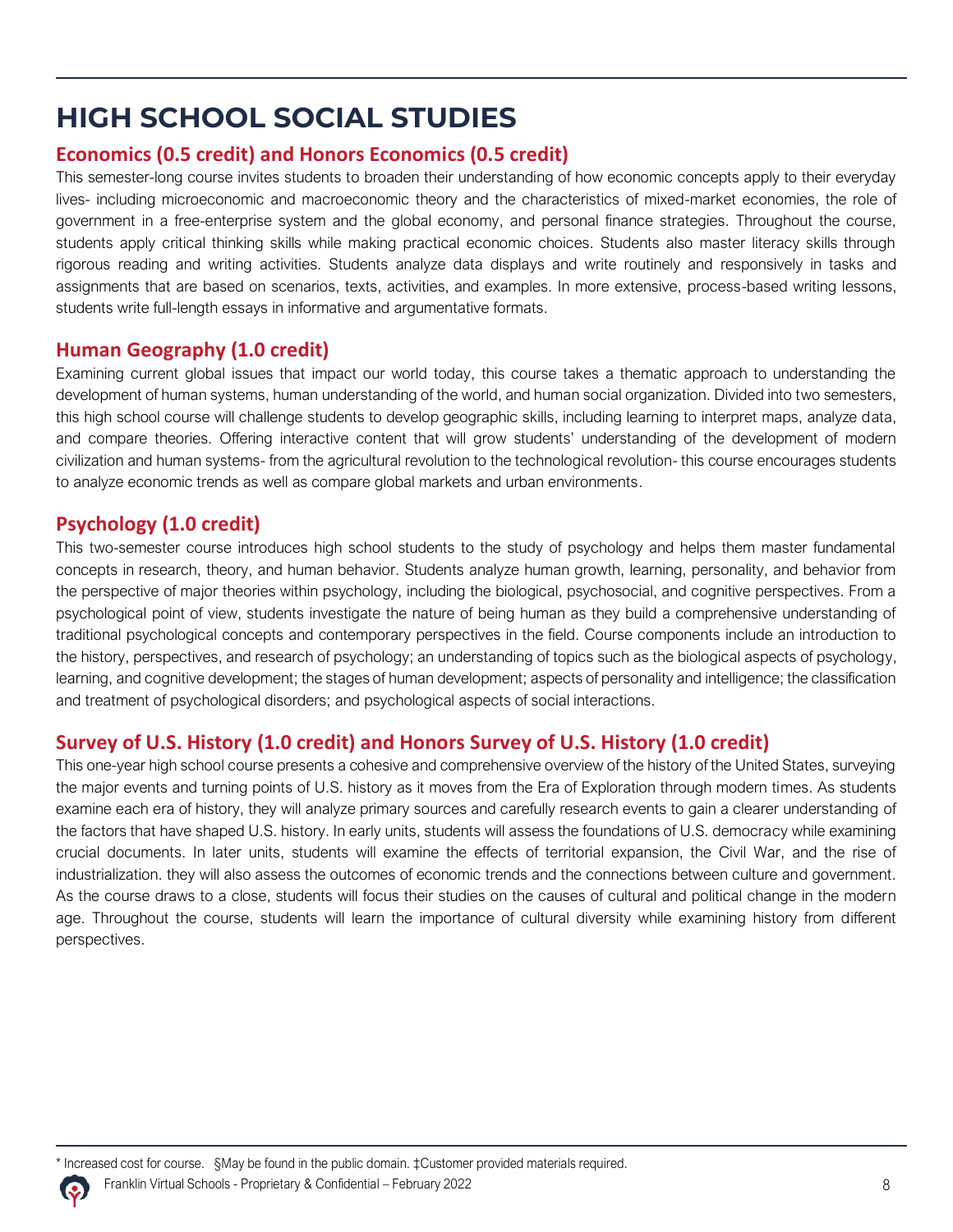# HIGH SCHOOL SOCIAL STUDIES

## Economics (0.5 credit) and Honors Economics (0.5 credit)

This semester-long course invites students to broaden their understanding of how economic concepts apply to their everyday lives- including microeconomic and macroeconomic theory and the characteristics of mixed-market economies, the role of government in a free-enterprise system and the global economy, and personal finance strategies. Throughout the course, students apply critical thinking skills while making practical economic choices. Students also master literacy skills through rigorous reading and writing activities. Students analyze data displays and write routinely and responsively in tasks and assignments that are based on scenarios, texts, activities, and examples. In more extensive, process-based writing lessons, students write full-length essays in informative and argumentative formats.

## Human Geography (1.0 credit)

Examining current global issues that impact our world today, this course takes a thematic approach to understanding the development of human systems, human understanding of the world, and human social organization. Divided into two semesters, this high school course will challenge students to develop geographic skills, including learning to interpret maps, analyze data, and compare theories. Offering interactive content that will grow students' understanding of the development of modern civilization and human systems- from the agricultural revolution to the technological revolution- this course encourages students to analyze economic trends as well as compare global markets and urban environments.

## Psychology (1.0 credit)

This two-semester course introduces high school students to the study of psychology and helps them master fundamental concepts in research, theory, and human behavior. Students analyze human growth, learning, personality, and behavior from the perspective of major theories within psychology, including the biological, psychosocial, and cognitive perspectives. From a psychological point of view, students investigate the nature of being human as they build a comprehensive understanding of traditional psychological concepts and contemporary perspectives in the field. Course components include an introduction to the history, perspectives, and research of psychology; an understanding of topics such as the biological aspects of psychology, learning, and cognitive development; the stages of human development; aspects of personality and intelligence; the classification and treatment of psychological disorders; and psychological aspects of social interactions.

## Survey of U.S. History (1.0 credit) and Honors Survey of U.S. History (1.0 credit)

This one-year high school course presents a cohesive and comprehensive overview of the history of the United States, surveying the major events and turning points of U.S. history as it moves from the Era of Exploration through modern times. As students examine each era of history, they will analyze primary sources and carefully research events to gain a clearer understanding of the factors that have shaped U.S. history. In early units, students will assess the foundations of U.S. democracy while examining crucial documents. In later units, students will examine the effects of territorial expansion, the Civil War, and the rise of industrialization. they will also assess the outcomes of economic trends and the connections between culture and government. As the course draws to a close, students will focus their studies on the causes of cultural and political change in the modern age. Throughout the course, students will learn the importance of cultural diversity while examining history from different perspectives.

* Increased cost for course. §May be found in the public domain. ‡Customer provided materials required.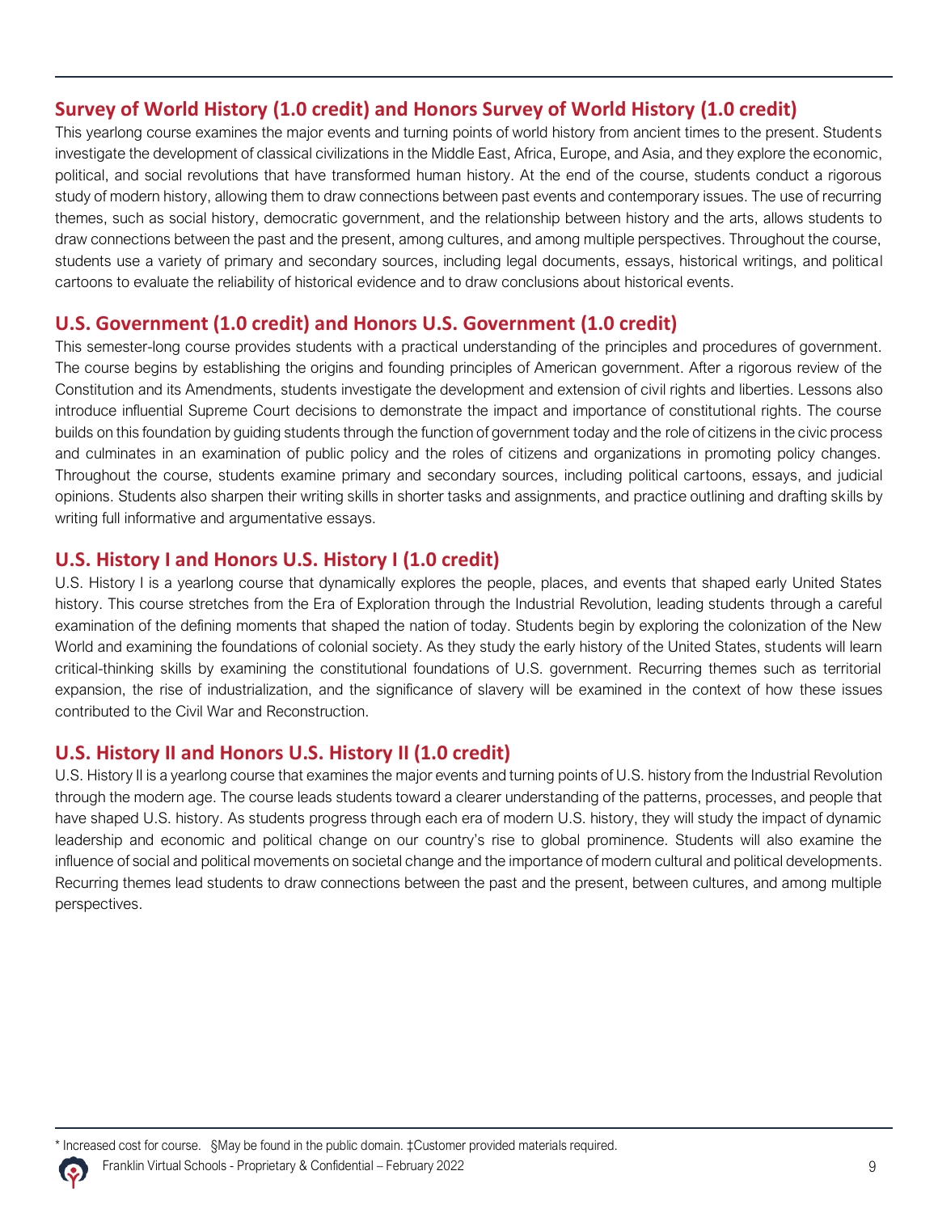## Survey of World History (1.0 credit) and Honors Survey of World History (1.0 credit)

This yearlong course examines the major events and turning points of world history from ancient times to the present. Students investigate the development of classical civilizations in the Middle East, Africa, Europe, and Asia, and they explore the economic, political, and social revolutions that have transformed human history. At the end of the course, students conduct a rigorous study of modern history, allowing them to draw connections between past events and contemporary issues. The use of recurring themes, such as social history, democratic government, and the relationship between history and the arts, allows students to draw connections between the past and the present, among cultures, and among multiple perspectives. Throughout the course, students use a variety of primary and secondary sources, including legal documents, essays, historical writings, and political cartoons to evaluate the reliability of historical evidence and to draw conclusions about historical events.

## U.S. Government (1.0 credit) and Honors U.S. Government (1.0 credit)

This semester-long course provides students with a practical understanding of the principles and procedures of government. The course begins by establishing the origins and founding principles of American government. After a rigorous review of the Constitution and its Amendments, students investigate the development and extension of civil rights and liberties. Lessons also introduce influential Supreme Court decisions to demonstrate the impact and importance of constitutional rights. The course builds on this foundation by guiding students through the function of government today and the role of citizens in the civic process and culminates in an examination of public policy and the roles of citizens and organizations in promoting policy changes. Throughout the course, students examine primary and secondary sources, including political cartoons, essays, and judicial opinions. Students also sharpen their writing skills in shorter tasks and assignments, and practice outlining and drafting skills by writing full informative and argumentative essays.

## U.S. History I and Honors U.S. History I (1.0 credit)

U.S. History I is a yearlong course that dynamically explores the people, places, and events that shaped early United States history. This course stretches from the Era of Exploration through the Industrial Revolution, leading students through a careful examination of the defining moments that shaped the nation of today. Students begin by exploring the colonization of the New World and examining the foundations of colonial society. As they study the early history of the United States, students will learn critical-thinking skills by examining the constitutional foundations of U.S. government. Recurring themes such as territorial expansion, the rise of industrialization, and the significance of slavery will be examined in the context of how these issues contributed to the Civil War and Reconstruction.

## U.S. History II and Honors U.S. History II (1.0 credit)

U.S. History II is a yearlong course that examines the major events and turning points of U.S. history from the Industrial Revolution through the modern age. The course leads students toward a clearer understanding of the patterns, processes, and people that have shaped U.S. history. As students progress through each era of modern U.S. history, they will study the impact of dynamic leadership and economic and political change on our country's rise to global prominence. Students will also examine the influence of social and political movements on societal change and the importance of modern cultural and political developments. Recurring themes lead students to draw connections between the past and the present, between cultures, and among multiple perspectives.

* Increased cost for course. §May be found in the public domain. ‡Customer provided materials required.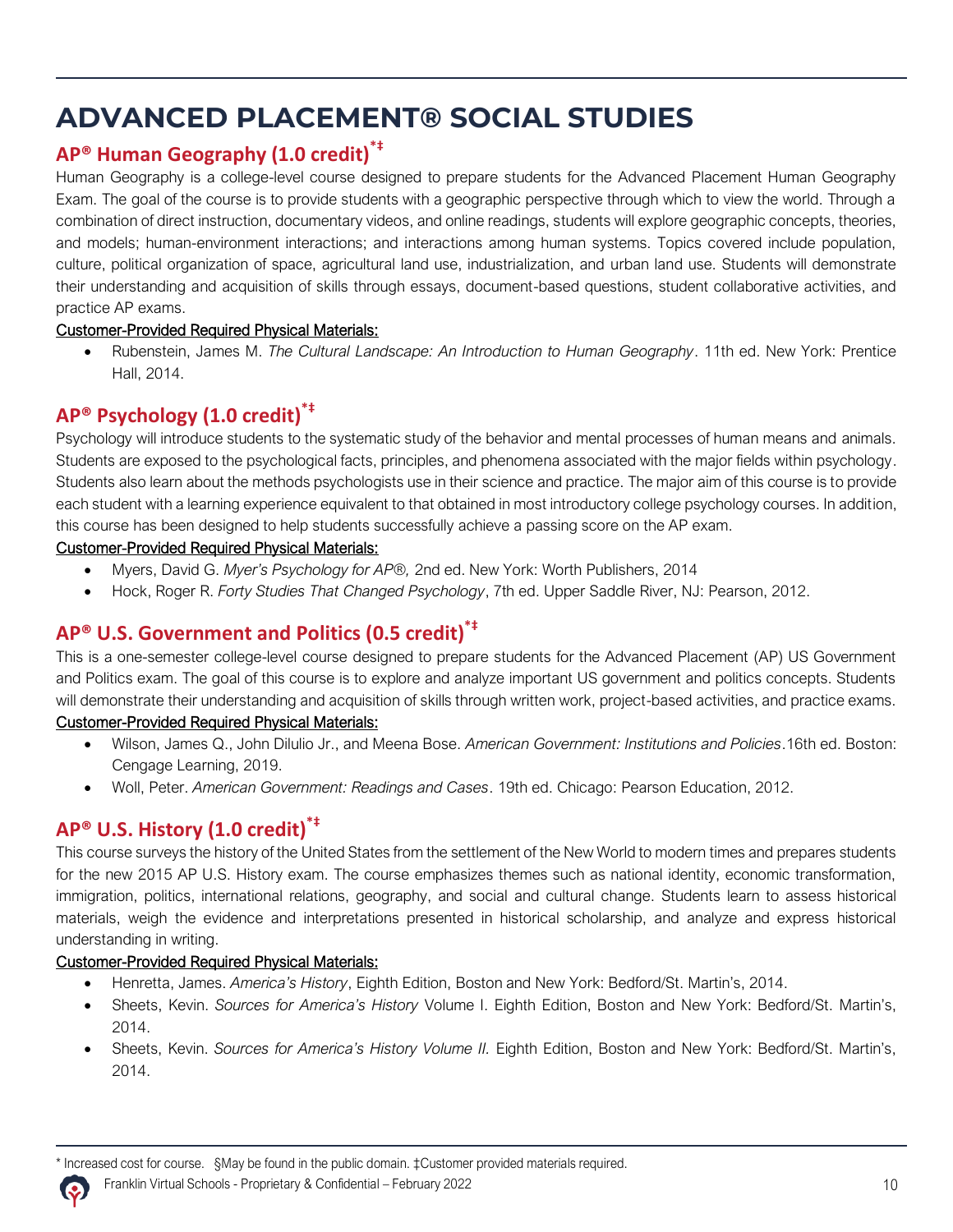# ADVANCED PLACEMENT® SOCIAL STUDIES

## AP® Human Geography (1.0 credit)*‡

Human Geography is a college-level course designed to prepare students for the Advanced Placement Human Geography Exam. The goal of the course is to provide students with a geographic perspective through which to view the world. Through a combination of direct instruction, documentary videos, and online readings, students will explore geographic concepts, theories, and models; human-environment interactions; and interactions among human systems. Topics covered include population, culture, political organization of space, agricultural land use, industrialization, and urban land use. Students will demonstrate their understanding and acquisition of skills through essays, document-based questions, student collaborative activities, and practice AP exams.

Customer-Provided Required Physical Materials:

- Rubenstein, James M. *The Cultural Landscape: An Introduction to Human Geography*. 11th ed. New York: Prentice Hall, 2014.

## AP® Psychology (1.0 credit)*‡

Psychology will introduce students to the systematic study of the behavior and mental processes of human means and animals. Students are exposed to the psychological facts, principles, and phenomena associated with the major fields within psychology. Students also learn about the methods psychologists use in their science and practice. The major aim of this course is to provide each student with a learning experience equivalent to that obtained in most introductory college psychology courses. In addition, this course has been designed to help students successfully achieve a passing score on the AP exam.

Customer-Provided Required Physical Materials:

- Myers, David G. *Myer's Psychology for AP®,* 2nd ed. New York: Worth Publishers, 2014
- Hock, Roger R. *Forty Studies That Changed Psychology*, 7th ed. Upper Saddle River, NJ: Pearson, 2012.

## AP® U.S. Government and Politics (0.5 credit)*‡

This is a one-semester college-level course designed to prepare students for the Advanced Placement (AP) US Government and Politics exam. The goal of this course is to explore and analyze important US government and politics concepts. Students will demonstrate their understanding and acquisition of skills through written work, project-based activities, and practice exams.

Customer-Provided Required Physical Materials:

- Wilson, James Q., John Dilulio Jr., and Meena Bose. *American Government: Institutions and Policies*.16th ed. Boston: Cengage Learning, 2019.
- Woll, Peter. *American Government: Readings and Cases*. 19th ed. Chicago: Pearson Education, 2012.

## AP® U.S. History (1.0 credit)*‡

This course surveys the history of the United States from the settlement of the New World to modern times and prepares students for the new 2015 AP U.S. History exam. The course emphasizes themes such as national identity, economic transformation, immigration, politics, international relations, geography, and social and cultural change. Students learn to assess historical materials, weigh the evidence and interpretations presented in historical scholarship, and analyze and express historical understanding in writing.

Customer-Provided Required Physical Materials:

- Henretta, James. *America's History*, Eighth Edition, Boston and New York: Bedford/St. Martin's, 2014.
- Sheets, Kevin. *Sources for America's History* Volume I. Eighth Edition, Boston and New York: Bedford/St. Martin's, 2014.
- Sheets, Kevin. *Sources for America's History Volume II*. Eighth Edition, Boston and New York: Bedford/St. Martin's, 2014.

---

* Increased cost for course. §May be found in the public domain. ‡Customer provided materials required.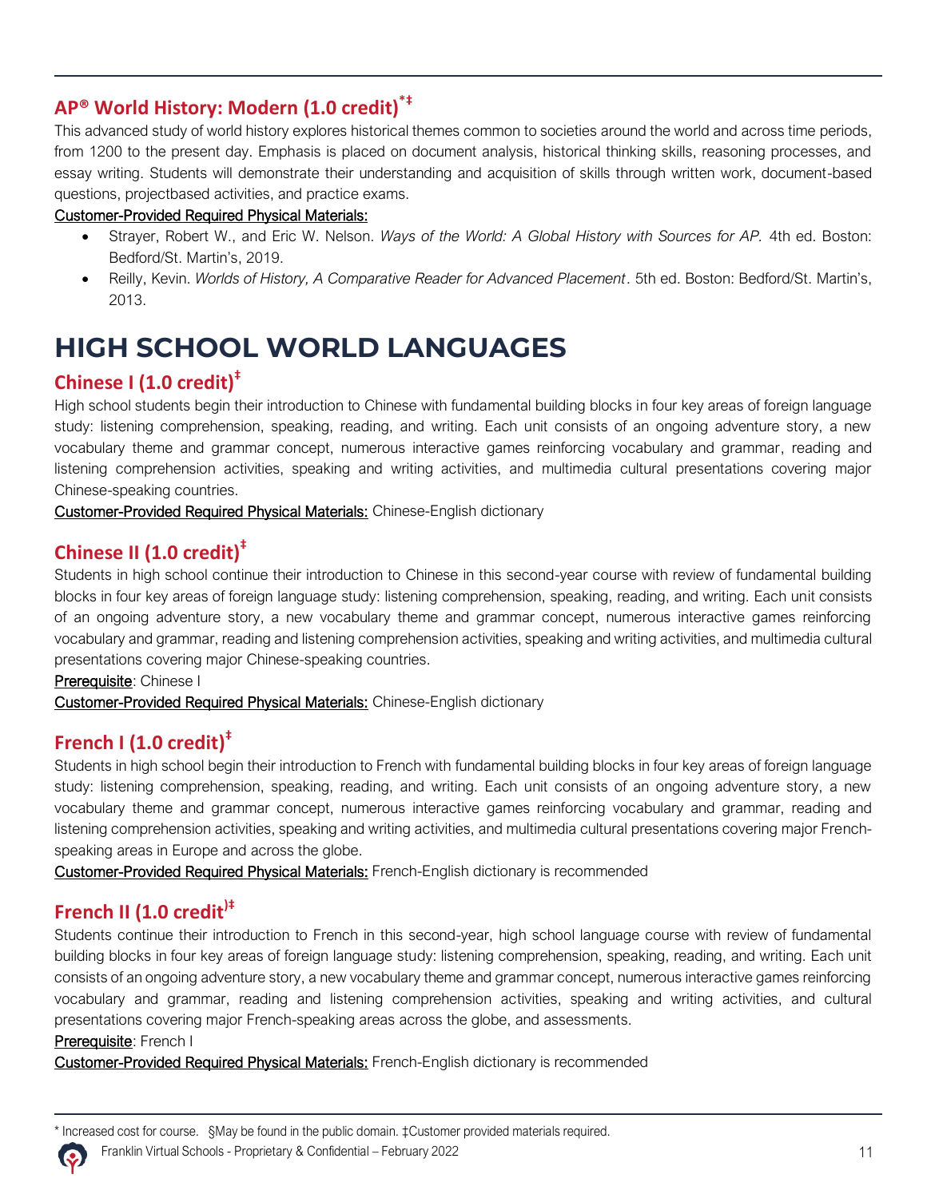## AP® World History: Modern (1.0 credit)*‡

This advanced study of world history explores historical themes common to societies around the world and across time periods, from 1200 to the present day. Emphasis is placed on document analysis, historical thinking skills, reasoning processes, and essay writing. Students will demonstrate their understanding and acquisition of skills through written work, document-based questions, projectbased activities, and practice exams.

Customer-Provided Required Physical Materials:

- Strayer, Robert W., and Eric W. Nelson. *Ways of the World: A Global History with Sources for AP.* 4th ed. Boston: Bedford/St. Martin's, 2019.
- Reilly, Kevin. *Worlds of History, A Comparative Reader for Advanced Placement*. 5th ed. Boston: Bedford/St. Martin's, 2013.

# HIGH SCHOOL WORLD LANGUAGES

## Chinese I (1.0 credit)‡

High school students begin their introduction to Chinese with fundamental building blocks in four key areas of foreign language study: listening comprehension, speaking, reading, and writing. Each unit consists of an ongoing adventure story, a new vocabulary theme and grammar concept, numerous interactive games reinforcing vocabulary and grammar, reading and listening comprehension activities, speaking and writing activities, and multimedia cultural presentations covering major Chinese-speaking countries.

Customer-Provided Required Physical Materials: Chinese-English dictionary

## Chinese II (1.0 credit)‡

Students in high school continue their introduction to Chinese in this second-year course with review of fundamental building blocks in four key areas of foreign language study: listening comprehension, speaking, reading, and writing. Each unit consists of an ongoing adventure story, a new vocabulary theme and grammar concept, numerous interactive games reinforcing vocabulary and grammar, reading and listening comprehension activities, speaking and writing activities, and multimedia cultural presentations covering major Chinese-speaking countries.

Prerequisite: Chinese I

Customer-Provided Required Physical Materials: Chinese-English dictionary

## French I (1.0 credit)‡

Students in high school begin their introduction to French with fundamental building blocks in four key areas of foreign language study: listening comprehension, speaking, reading, and writing. Each unit consists of an ongoing adventure story, a new vocabulary theme and grammar concept, numerous interactive games reinforcing vocabulary and grammar, reading and listening comprehension activities, speaking and writing activities, and multimedia cultural presentations covering major French-speaking areas in Europe and across the globe.

Customer-Provided Required Physical Materials: French-English dictionary is recommended

## French II (1.0 credit)‡

Students continue their introduction to French in this second-year, high school language course with review of fundamental building blocks in four key areas of foreign language study: listening comprehension, speaking, reading, and writing. Each unit consists of an ongoing adventure story, a new vocabulary theme and grammar concept, numerous interactive games reinforcing vocabulary and grammar, reading and listening comprehension activities, speaking and writing activities, and cultural presentations covering major French-speaking areas across the globe, and assessments.

Prerequisite: French I

Customer-Provided Required Physical Materials: French-English dictionary is recommended

\* Increased cost for course. §May be found in the public domain. ‡Customer provided materials required.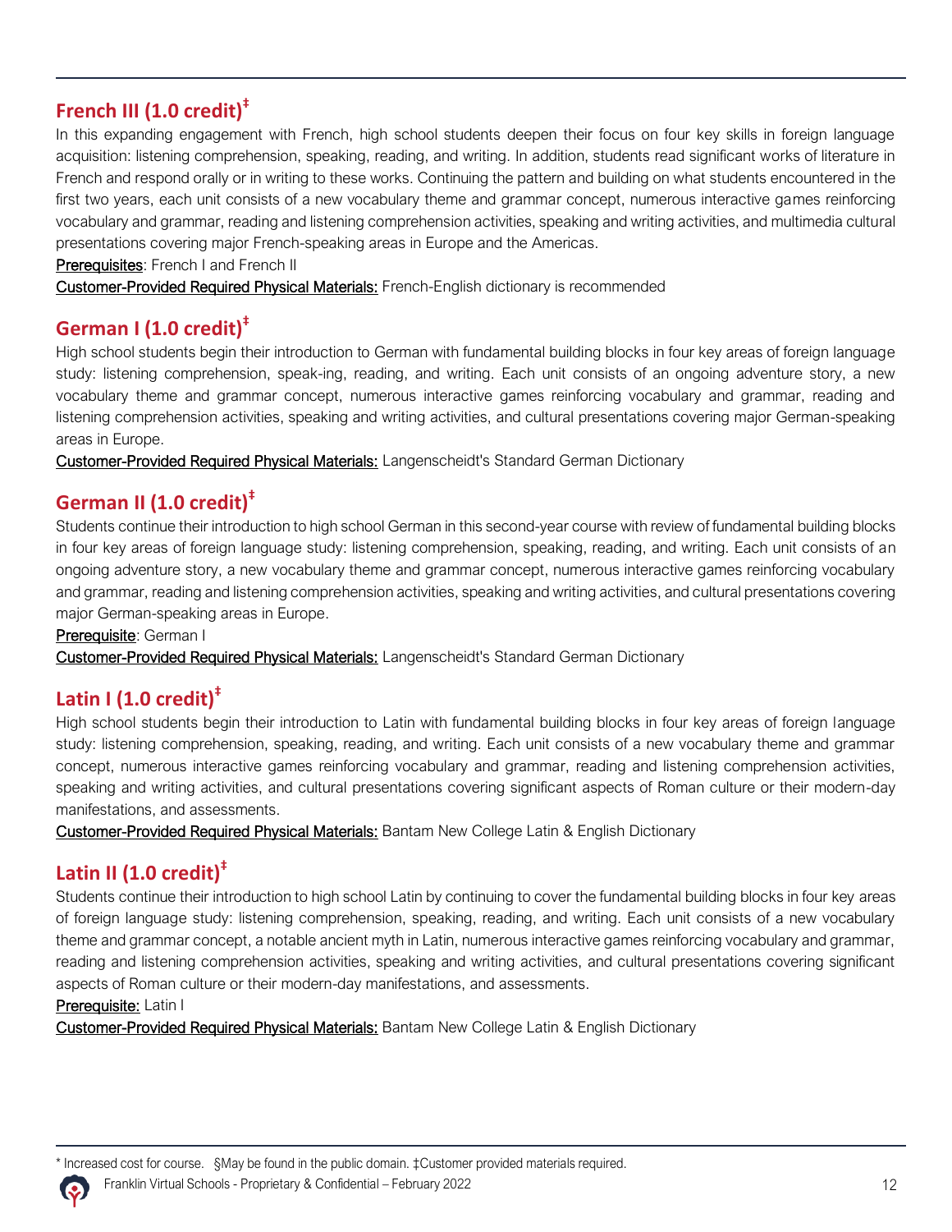## French III (1.0 credit)‡

In this expanding engagement with French, high school students deepen their focus on four key skills in foreign language acquisition: listening comprehension, speaking, reading, and writing. In addition, students read significant works of literature in French and respond orally or in writing to these works. Continuing the pattern and building on what students encountered in the first two years, each unit consists of a new vocabulary theme and grammar concept, numerous interactive games reinforcing vocabulary and grammar, reading and listening comprehension activities, speaking and writing activities, and multimedia cultural presentations covering major French-speaking areas in Europe and the Americas.

Prerequisites: French I and French II

Customer-Provided Required Physical Materials: French-English dictionary is recommended

## German I (1.0 credit)‡

High school students begin their introduction to German with fundamental building blocks in four key areas of foreign language study: listening comprehension, speak-ing, reading, and writing. Each unit consists of an ongoing adventure story, a new vocabulary theme and grammar concept, numerous interactive games reinforcing vocabulary and grammar, reading and listening comprehension activities, speaking and writing activities, and cultural presentations covering major German-speaking areas in Europe.

Customer-Provided Required Physical Materials: Langenscheidt's Standard German Dictionary

## German II (1.0 credit)‡

Students continue their introduction to high school German in this second-year course with review of fundamental building blocks in four key areas of foreign language study: listening comprehension, speaking, reading, and writing. Each unit consists of an ongoing adventure story, a new vocabulary theme and grammar concept, numerous interactive games reinforcing vocabulary and grammar, reading and listening comprehension activities, speaking and writing activities, and cultural presentations covering major German-speaking areas in Europe.

Prerequisite: German I

Customer-Provided Required Physical Materials: Langenscheidt's Standard German Dictionary

## Latin I (1.0 credit)‡

High school students begin their introduction to Latin with fundamental building blocks in four key areas of foreign language study: listening comprehension, speaking, reading, and writing. Each unit consists of a new vocabulary theme and grammar concept, numerous interactive games reinforcing vocabulary and grammar, reading and listening comprehension activities, speaking and writing activities, and cultural presentations covering significant aspects of Roman culture or their modern-day manifestations, and assessments.

Customer-Provided Required Physical Materials: Bantam New College Latin & English Dictionary

## Latin II (1.0 credit)‡

Students continue their introduction to high school Latin by continuing to cover the fundamental building blocks in four key areas of foreign language study: listening comprehension, speaking, reading, and writing. Each unit consists of a new vocabulary theme and grammar concept, a notable ancient myth in Latin, numerous interactive games reinforcing vocabulary and grammar, reading and listening comprehension activities, speaking and writing activities, and cultural presentations covering significant aspects of Roman culture or their modern-day manifestations, and assessments.

Prerequisite: Latin I

Customer-Provided Required Physical Materials: Bantam New College Latin & English Dictionary

* Increased cost for course. §May be found in the public domain. ‡Customer provided materials required.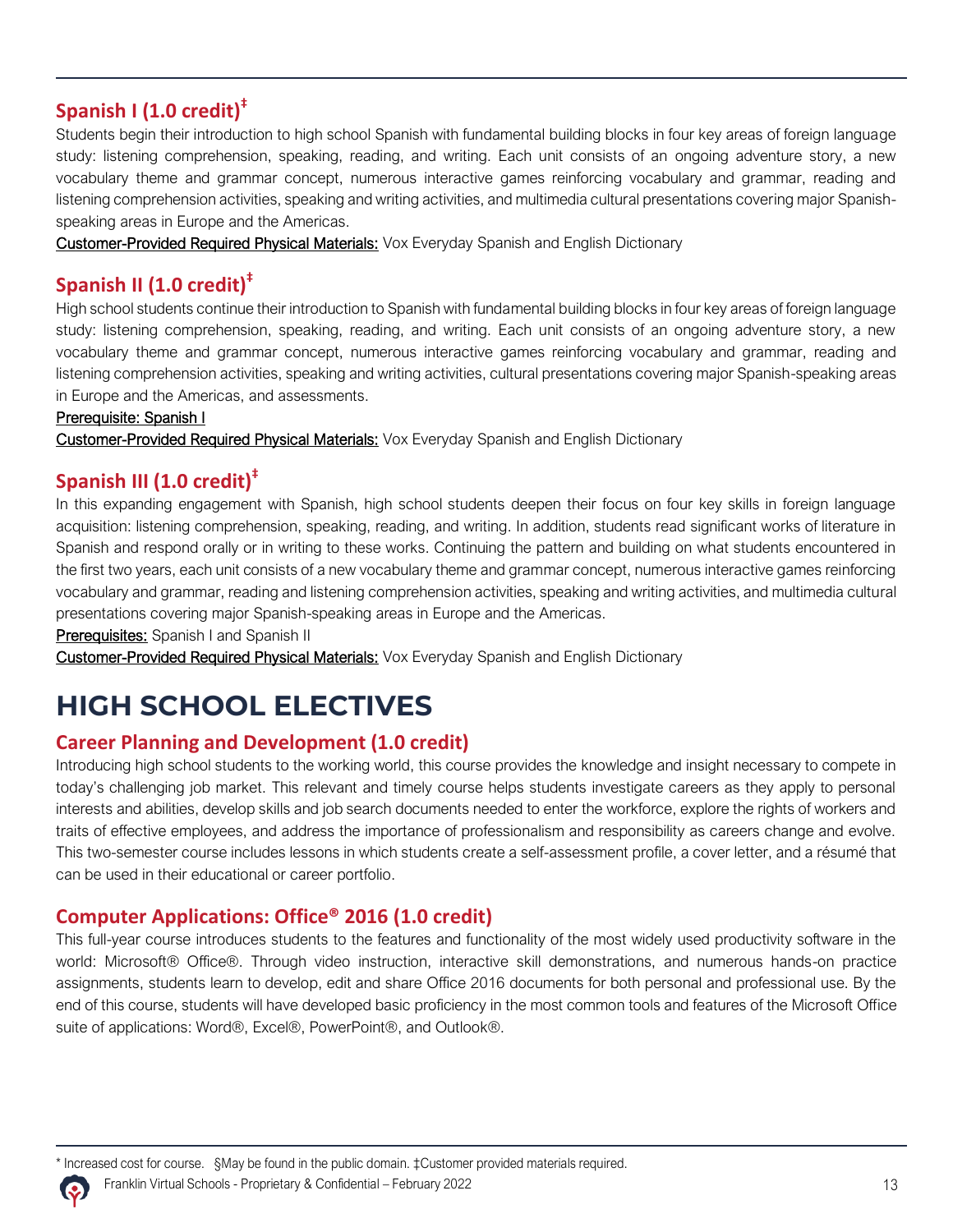## Spanish I (1.0 credit)‡

Students begin their introduction to high school Spanish with fundamental building blocks in four key areas of foreign language study: listening comprehension, speaking, reading, and writing. Each unit consists of an ongoing adventure story, a new vocabulary theme and grammar concept, numerous interactive games reinforcing vocabulary and grammar, reading and listening comprehension activities, speaking and writing activities, and multimedia cultural presentations covering major Spanish-speaking areas in Europe and the Americas.

Customer-Provided Required Physical Materials: Vox Everyday Spanish and English Dictionary

## Spanish II (1.0 credit)‡

High school students continue their introduction to Spanish with fundamental building blocks in four key areas of foreign language study: listening comprehension, speaking, reading, and writing. Each unit consists of an ongoing adventure story, a new vocabulary theme and grammar concept, numerous interactive games reinforcing vocabulary and grammar, reading and listening comprehension activities, speaking and writing activities, cultural presentations covering major Spanish-speaking areas in Europe and the Americas, and assessments.

Prerequisite: Spanish I

Customer-Provided Required Physical Materials: Vox Everyday Spanish and English Dictionary

## Spanish III (1.0 credit)‡

In this expanding engagement with Spanish, high school students deepen their focus on four key skills in foreign language acquisition: listening comprehension, speaking, reading, and writing. In addition, students read significant works of literature in Spanish and respond orally or in writing to these works. Continuing the pattern and building on what students encountered in the first two years, each unit consists of a new vocabulary theme and grammar concept, numerous interactive games reinforcing vocabulary and grammar, reading and listening comprehension activities, speaking and writing activities, and multimedia cultural presentations covering major Spanish-speaking areas in Europe and the Americas.

Prerequisites: Spanish I and Spanish II

Customer-Provided Required Physical Materials: Vox Everyday Spanish and English Dictionary

# HIGH SCHOOL ELECTIVES

## Career Planning and Development (1.0 credit)

Introducing high school students to the working world, this course provides the knowledge and insight necessary to compete in today's challenging job market. This relevant and timely course helps students investigate careers as they apply to personal interests and abilities, develop skills and job search documents needed to enter the workforce, explore the rights of workers and traits of effective employees, and address the importance of professionalism and responsibility as careers change and evolve. This two-semester course includes lessons in which students create a self-assessment profile, a cover letter, and a résumé that can be used in their educational or career portfolio.

## Computer Applications: Office® 2016 (1.0 credit)

This full-year course introduces students to the features and functionality of the most widely used productivity software in the world: Microsoft® Office®. Through video instruction, interactive skill demonstrations, and numerous hands-on practice assignments, students learn to develop, edit and share Office 2016 documents for both personal and professional use. By the end of this course, students will have developed basic proficiency in the most common tools and features of the Microsoft Office suite of applications: Word®, Excel®, PowerPoint®, and Outlook®.

\* Increased cost for course. §May be found in the public domain. ‡Customer provided materials required.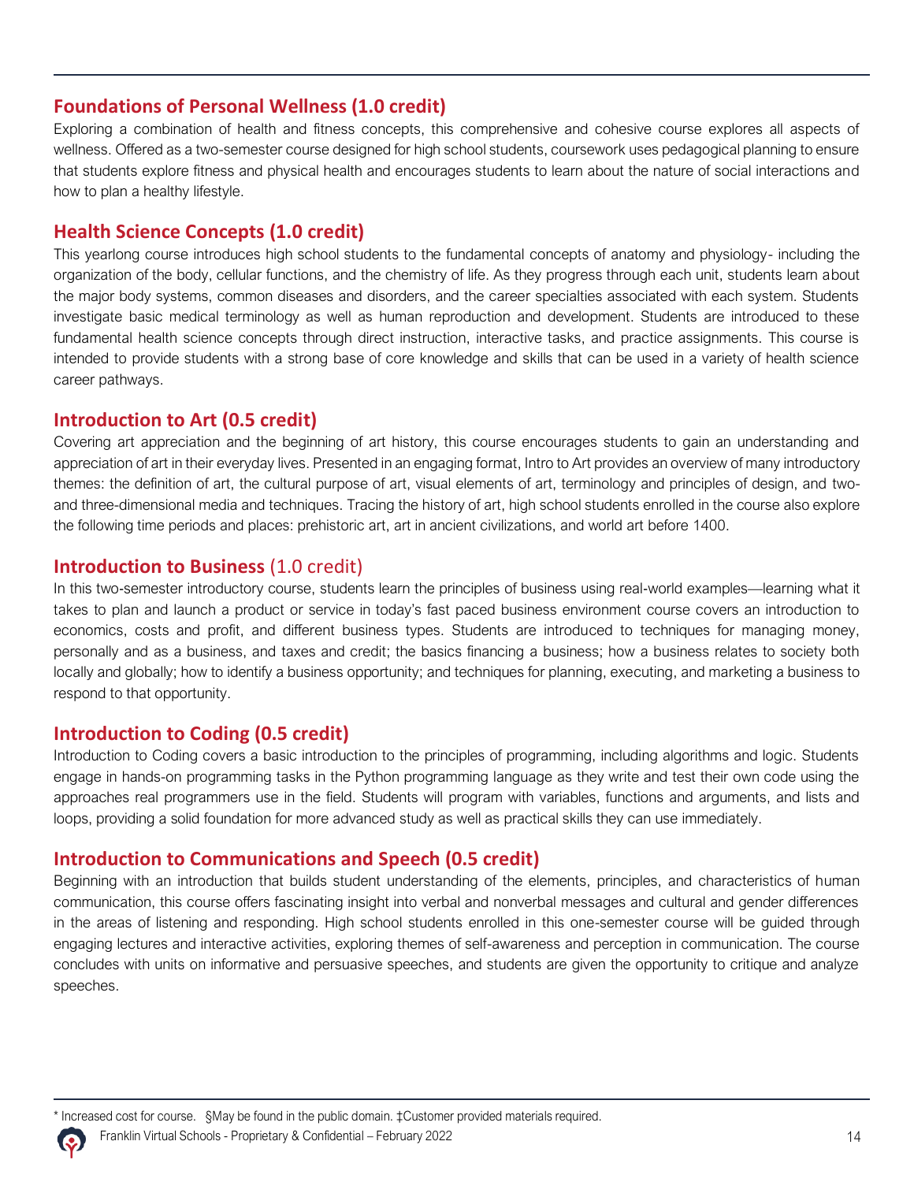## Foundations of Personal Wellness (1.0 credit)

Exploring a combination of health and fitness concepts, this comprehensive and cohesive course explores all aspects of wellness. Offered as a two-semester course designed for high school students, coursework uses pedagogical planning to ensure that students explore fitness and physical health and encourages students to learn about the nature of social interactions and how to plan a healthy lifestyle.

## Health Science Concepts (1.0 credit)

This yearlong course introduces high school students to the fundamental concepts of anatomy and physiology- including the organization of the body, cellular functions, and the chemistry of life. As they progress through each unit, students learn about the major body systems, common diseases and disorders, and the career specialties associated with each system. Students investigate basic medical terminology as well as human reproduction and development. Students are introduced to these fundamental health science concepts through direct instruction, interactive tasks, and practice assignments. This course is intended to provide students with a strong base of core knowledge and skills that can be used in a variety of health science career pathways.

## Introduction to Art (0.5 credit)

Covering art appreciation and the beginning of art history, this course encourages students to gain an understanding and appreciation of art in their everyday lives. Presented in an engaging format, Intro to Art provides an overview of many introductory themes: the definition of art, the cultural purpose of art, visual elements of art, terminology and principles of design, and two- and three-dimensional media and techniques. Tracing the history of art, high school students enrolled in the course also explore the following time periods and places: prehistoric art, art in ancient civilizations, and world art before 1400.

## Introduction to Business (1.0 credit)

In this two-semester introductory course, students learn the principles of business using real-world examples—learning what it takes to plan and launch a product or service in today's fast paced business environment course covers an introduction to economics, costs and profit, and different business types. Students are introduced to techniques for managing money, personally and as a business, and taxes and credit; the basics financing a business; how a business relates to society both locally and globally; how to identify a business opportunity; and techniques for planning, executing, and marketing a business to respond to that opportunity.

## Introduction to Coding (0.5 credit)

Introduction to Coding covers a basic introduction to the principles of programming, including algorithms and logic. Students engage in hands-on programming tasks in the Python programming language as they write and test their own code using the approaches real programmers use in the field. Students will program with variables, functions and arguments, and lists and loops, providing a solid foundation for more advanced study as well as practical skills they can use immediately.

## Introduction to Communications and Speech (0.5 credit)

Beginning with an introduction that builds student understanding of the elements, principles, and characteristics of human communication, this course offers fascinating insight into verbal and nonverbal messages and cultural and gender differences in the areas of listening and responding. High school students enrolled in this one-semester course will be guided through engaging lectures and interactive activities, exploring themes of self-awareness and perception in communication. The course concludes with units on informative and persuasive speeches, and students are given the opportunity to critique and analyze speeches.

\* Increased cost for course. §May be found in the public domain. ‡Customer provided materials required.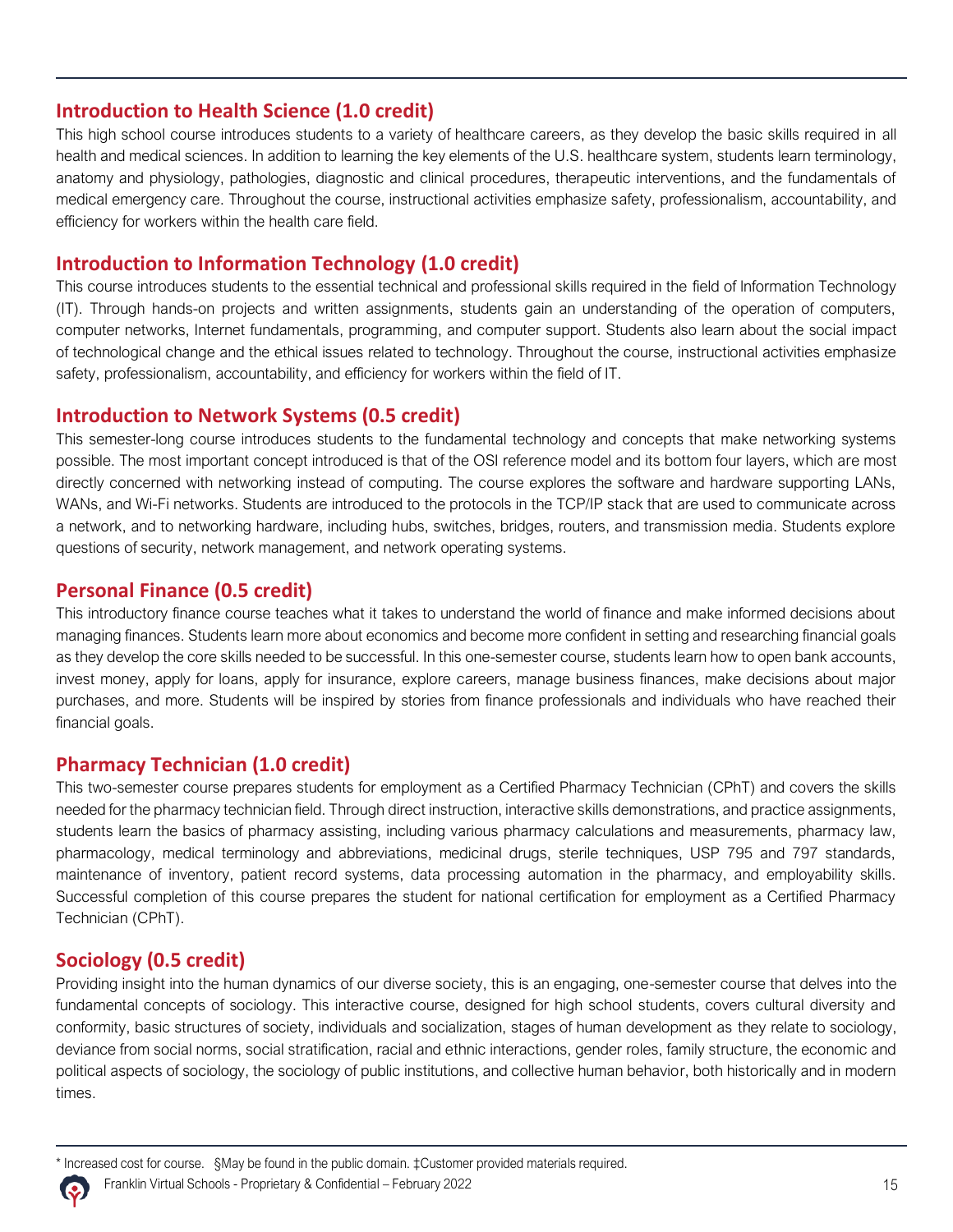## Introduction to Health Science (1.0 credit)

This high school course introduces students to a variety of healthcare careers, as they develop the basic skills required in all health and medical sciences. In addition to learning the key elements of the U.S. healthcare system, students learn terminology, anatomy and physiology, pathologies, diagnostic and clinical procedures, therapeutic interventions, and the fundamentals of medical emergency care. Throughout the course, instructional activities emphasize safety, professionalism, accountability, and efficiency for workers within the health care field.

## Introduction to Information Technology (1.0 credit)

This course introduces students to the essential technical and professional skills required in the field of Information Technology (IT). Through hands-on projects and written assignments, students gain an understanding of the operation of computers, computer networks, Internet fundamentals, programming, and computer support. Students also learn about the social impact of technological change and the ethical issues related to technology. Throughout the course, instructional activities emphasize safety, professionalism, accountability, and efficiency for workers within the field of IT.

## Introduction to Network Systems (0.5 credit)

This semester-long course introduces students to the fundamental technology and concepts that make networking systems possible. The most important concept introduced is that of the OSI reference model and its bottom four layers, which are most directly concerned with networking instead of computing. The course explores the software and hardware supporting LANs, WANs, and Wi-Fi networks. Students are introduced to the protocols in the TCP/IP stack that are used to communicate across a network, and to networking hardware, including hubs, switches, bridges, routers, and transmission media. Students explore questions of security, network management, and network operating systems.

## Personal Finance (0.5 credit)

This introductory finance course teaches what it takes to understand the world of finance and make informed decisions about managing finances. Students learn more about economics and become more confident in setting and researching financial goals as they develop the core skills needed to be successful. In this one-semester course, students learn how to open bank accounts, invest money, apply for loans, apply for insurance, explore careers, manage business finances, make decisions about major purchases, and more. Students will be inspired by stories from finance professionals and individuals who have reached their financial goals.

## Pharmacy Technician (1.0 credit)

This two-semester course prepares students for employment as a Certified Pharmacy Technician (CPhT) and covers the skills needed for the pharmacy technician field. Through direct instruction, interactive skills demonstrations, and practice assignments, students learn the basics of pharmacy assisting, including various pharmacy calculations and measurements, pharmacy law, pharmacology, medical terminology and abbreviations, medicinal drugs, sterile techniques, USP 795 and 797 standards, maintenance of inventory, patient record systems, data processing automation in the pharmacy, and employability skills. Successful completion of this course prepares the student for national certification for employment as a Certified Pharmacy Technician (CPhT).

## Sociology (0.5 credit)

Providing insight into the human dynamics of our diverse society, this is an engaging, one-semester course that delves into the fundamental concepts of sociology. This interactive course, designed for high school students, covers cultural diversity and conformity, basic structures of society, individuals and socialization, stages of human development as they relate to sociology, deviance from social norms, social stratification, racial and ethnic interactions, gender roles, family structure, the economic and political aspects of sociology, the sociology of public institutions, and collective human behavior, both historically and in modern times.

---

* Increased cost for course. §May be found in the public domain. ‡Customer provided materials required.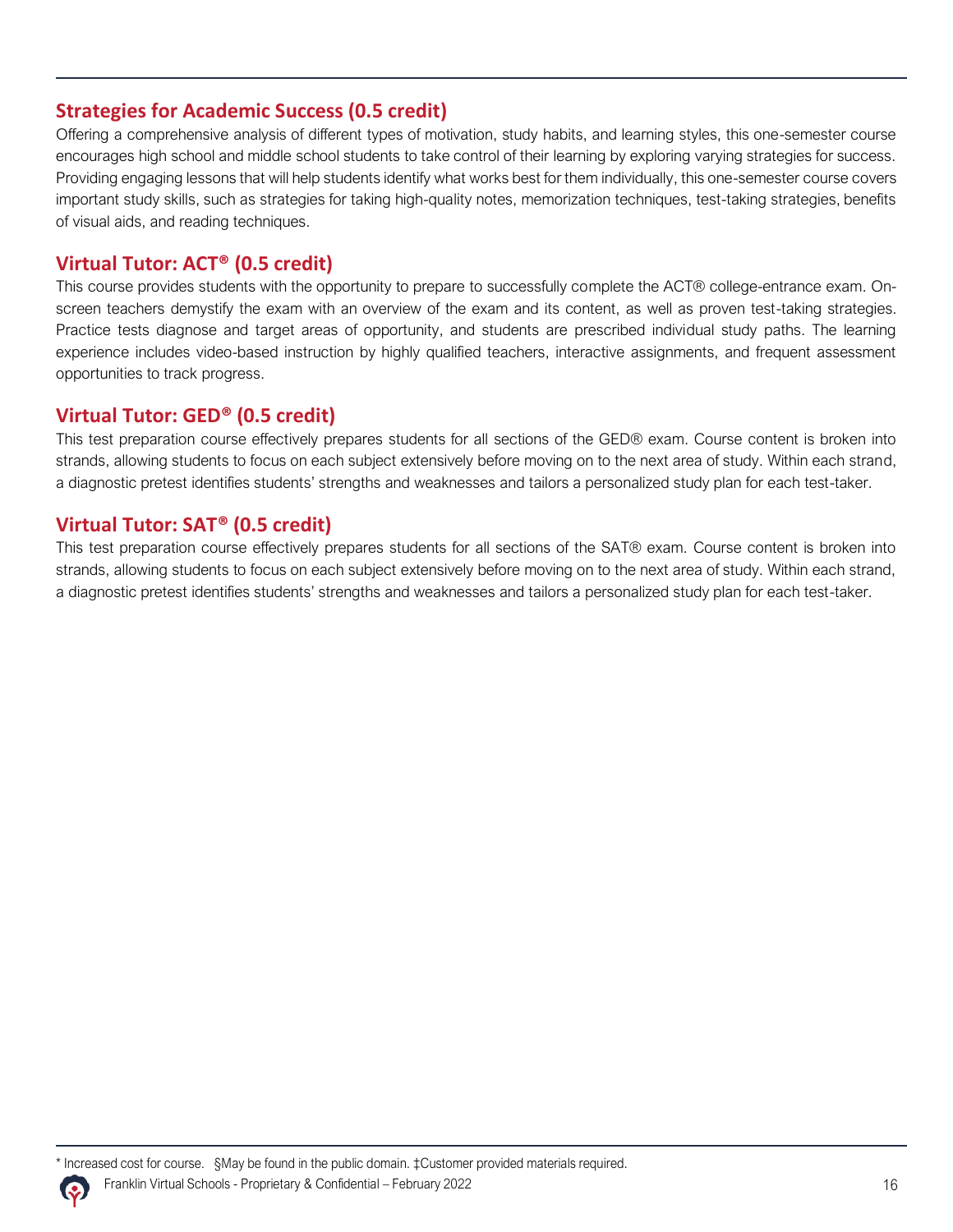## Strategies for Academic Success (0.5 credit)

Offering a comprehensive analysis of different types of motivation, study habits, and learning styles, this one-semester course encourages high school and middle school students to take control of their learning by exploring varying strategies for success. Providing engaging lessons that will help students identify what works best for them individually, this one-semester course covers important study skills, such as strategies for taking high-quality notes, memorization techniques, test-taking strategies, benefits of visual aids, and reading techniques.

## Virtual Tutor: ACT® (0.5 credit)

This course provides students with the opportunity to prepare to successfully complete the ACT® college-entrance exam. On-screen teachers demystify the exam with an overview of the exam and its content, as well as proven test-taking strategies. Practice tests diagnose and target areas of opportunity, and students are prescribed individual study paths. The learning experience includes video-based instruction by highly qualified teachers, interactive assignments, and frequent assessment opportunities to track progress.

## Virtual Tutor: GED® (0.5 credit)

This test preparation course effectively prepares students for all sections of the GED® exam. Course content is broken into strands, allowing students to focus on each subject extensively before moving on to the next area of study. Within each strand, a diagnostic pretest identifies students' strengths and weaknesses and tailors a personalized study plan for each test-taker.

## Virtual Tutor: SAT® (0.5 credit)

This test preparation course effectively prepares students for all sections of the SAT® exam. Course content is broken into strands, allowing students to focus on each subject extensively before moving on to the next area of study. Within each strand, a diagnostic pretest identifies students' strengths and weaknesses and tailors a personalized study plan for each test-taker.

* Increased cost for course. §May be found in the public domain. ‡Customer provided materials required.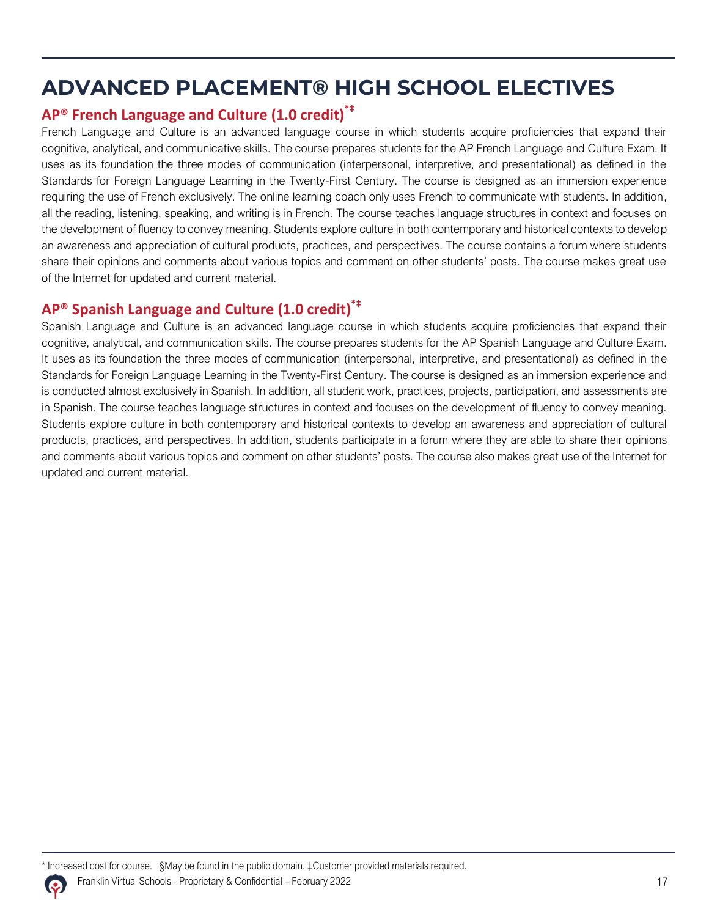# ADVANCED PLACEMENT® HIGH SCHOOL ELECTIVES

## AP® French Language and Culture (1.0 credit)*‡

French Language and Culture is an advanced language course in which students acquire proficiencies that expand their cognitive, analytical, and communicative skills. The course prepares students for the AP French Language and Culture Exam. It uses as its foundation the three modes of communication (interpersonal, interpretive, and presentational) as defined in the Standards for Foreign Language Learning in the Twenty-First Century. The course is designed as an immersion experience requiring the use of French exclusively. The online learning coach only uses French to communicate with students. In addition, all the reading, listening, speaking, and writing is in French. The course teaches language structures in context and focuses on the development of fluency to convey meaning. Students explore culture in both contemporary and historical contexts to develop an awareness and appreciation of cultural products, practices, and perspectives. The course contains a forum where students share their opinions and comments about various topics and comment on other students' posts. The course makes great use of the Internet for updated and current material.

## AP® Spanish Language and Culture (1.0 credit)*‡

Spanish Language and Culture is an advanced language course in which students acquire proficiencies that expand their cognitive, analytical, and communication skills. The course prepares students for the AP Spanish Language and Culture Exam. It uses as its foundation the three modes of communication (interpersonal, interpretive, and presentational) as defined in the Standards for Foreign Language Learning in the Twenty-First Century. The course is designed as an immersion experience and is conducted almost exclusively in Spanish. In addition, all student work, practices, projects, participation, and assessments are in Spanish. The course teaches language structures in context and focuses on the development of fluency to convey meaning. Students explore culture in both contemporary and historical contexts to develop an awareness and appreciation of cultural products, practices, and perspectives. In addition, students participate in a forum where they are able to share their opinions and comments about various topics and comment on other students' posts. The course also makes great use of the Internet for updated and current material.

* Increased cost for course. §May be found in the public domain. ‡Customer provided materials required.